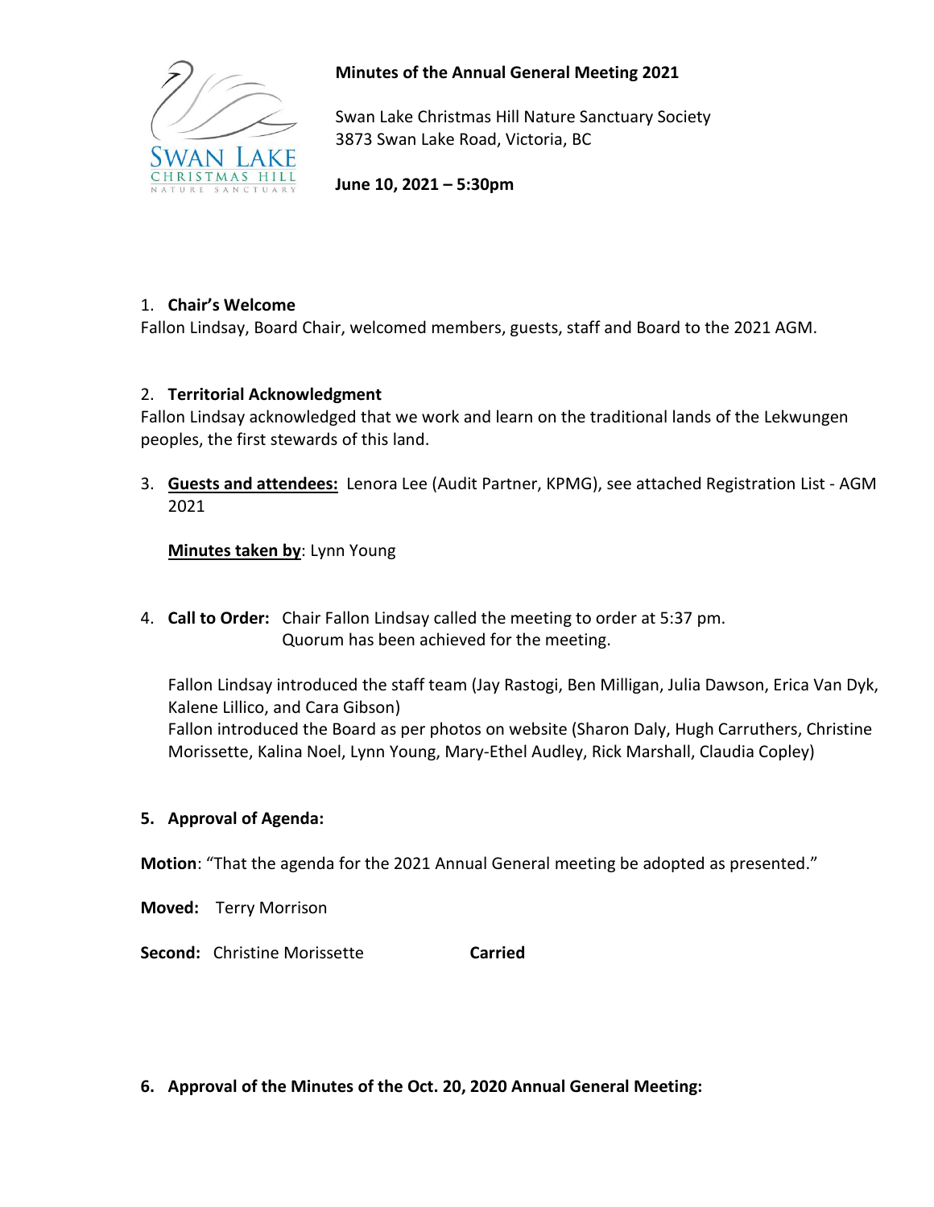# Minutes of the Annual General Meeting 2021

Swan Lake Christmas Hill Nature Sanctuary Society
3873 Swan Lake Road, Victoria, BC

**June 10, 2021 – 5:30pm**

1. **Chair's Welcome**

Fallon Lindsay, Board Chair, welcomed members, guests, staff and Board to the 2021 AGM.

2. **Territorial Acknowledgment**

Fallon Lindsay acknowledged that we work and learn on the traditional lands of the Lekwungen peoples, the first stewards of this land.

3. **<u>Guests and attendees:</u>** Lenora Lee (Audit Partner, KPMG), see attached Registration List - AGM 2021

   **<u>Minutes taken by</u>**: Lynn Young

4. **Call to Order:** Chair Fallon Lindsay called the meeting to order at 5:37 pm. Quorum has been achieved for the meeting.

   Fallon Lindsay introduced the staff team (Jay Rastogi, Ben Milligan, Julia Dawson, Erica Van Dyk, Kalene Lillico, and Cara Gibson)
   Fallon introduced the Board as per photos on website (Sharon Daly, Hugh Carruthers, Christine Morissette, Kalina Noel, Lynn Young, Mary-Ethel Audley, Rick Marshall, Claudia Copley)

**5. Approval of Agenda:**

**Motion**: "That the agenda for the 2021 Annual General meeting be adopted as presented."

**Moved:** Terry Morrison

**Second:** Christine Morissette **Carried**

**6. Approval of the Minutes of the Oct. 20, 2020 Annual General Meeting:**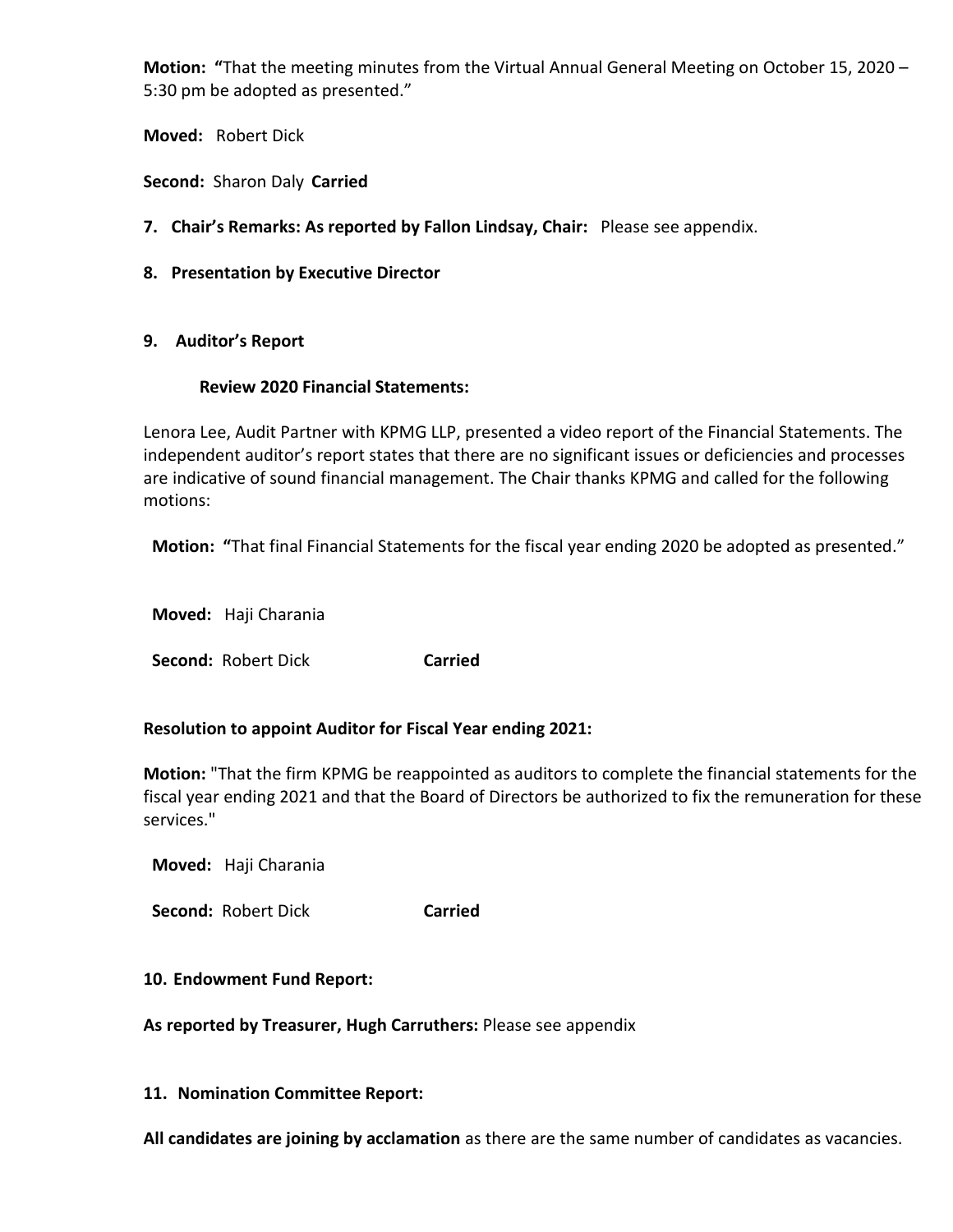**Motion:** **"**That the meeting minutes from the Virtual Annual General Meeting on October 15, 2020 – 5:30 pm be adopted as presented."

**Moved:** Robert Dick

**Second:** Sharon Daly **Carried**

**7. Chair's Remarks: As reported by Fallon Lindsay, Chair:** Please see appendix.

**8. Presentation by Executive Director**

**9. Auditor's Report**

**Review 2020 Financial Statements:**

Lenora Lee, Audit Partner with KPMG LLP, presented a video report of the Financial Statements. The independent auditor's report states that there are no significant issues or deficiencies and processes are indicative of sound financial management. The Chair thanks KPMG and called for the following motions:

**Motion:** **"**That final Financial Statements for the fiscal year ending 2020 be adopted as presented."

**Moved:** Haji Charania

**Second:** Robert Dick **Carried**

**Resolution to appoint Auditor for Fiscal Year ending 2021:**

**Motion:** "That the firm KPMG be reappointed as auditors to complete the financial statements for the fiscal year ending 2021 and that the Board of Directors be authorized to fix the remuneration for these services."

**Moved:** Haji Charania

**Second:** Robert Dick **Carried**

**10. Endowment Fund Report:**

**As reported by Treasurer, Hugh Carruthers:** Please see appendix

**11. Nomination Committee Report:**

**All candidates are joining by acclamation** as there are the same number of candidates as vacancies.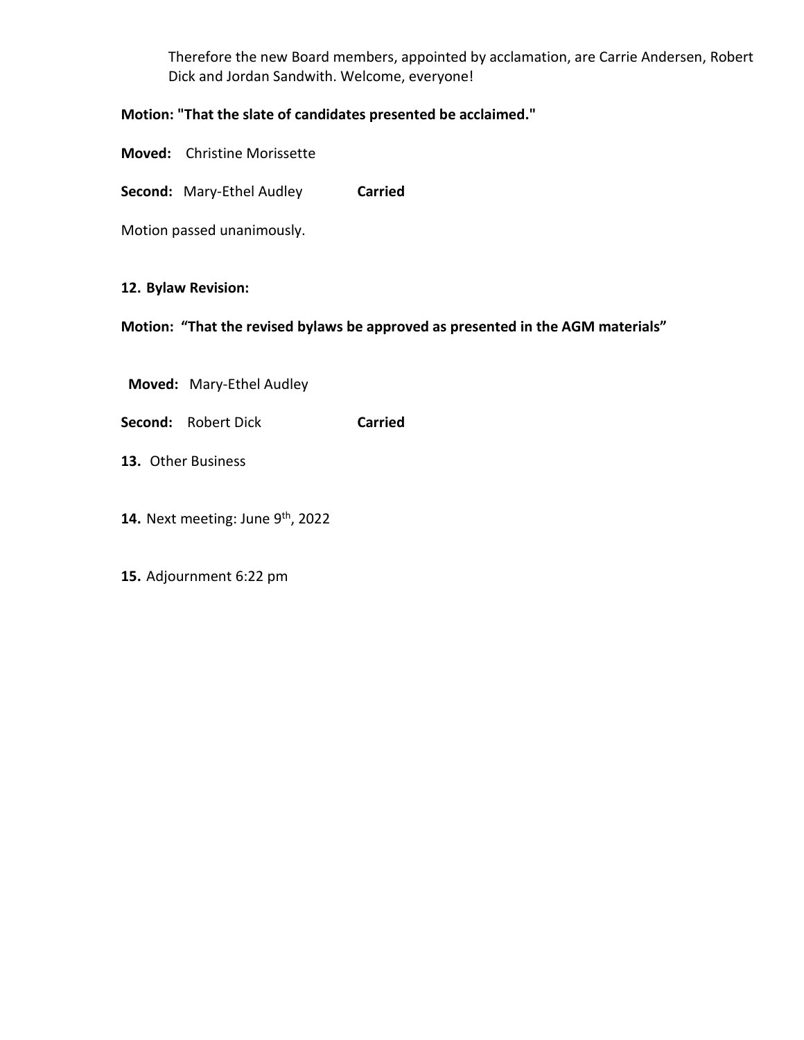Therefore the new Board members, appointed by acclamation, are Carrie Andersen, Robert Dick and Jordan Sandwith. Welcome, everyone!

**Motion: "That the slate of candidates presented be acclaimed."**

**Moved:** Christine Morissette

**Second:** Mary-Ethel Audley **Carried**

Motion passed unanimously.

**12. Bylaw Revision:**

**Motion: "That the revised bylaws be approved as presented in the AGM materials"**

**Moved:** Mary-Ethel Audley

**Second:** Robert Dick **Carried**

**13.** Other Business

**14.** Next meeting: June 9th, 2022

**15.** Adjournment 6:22 pm